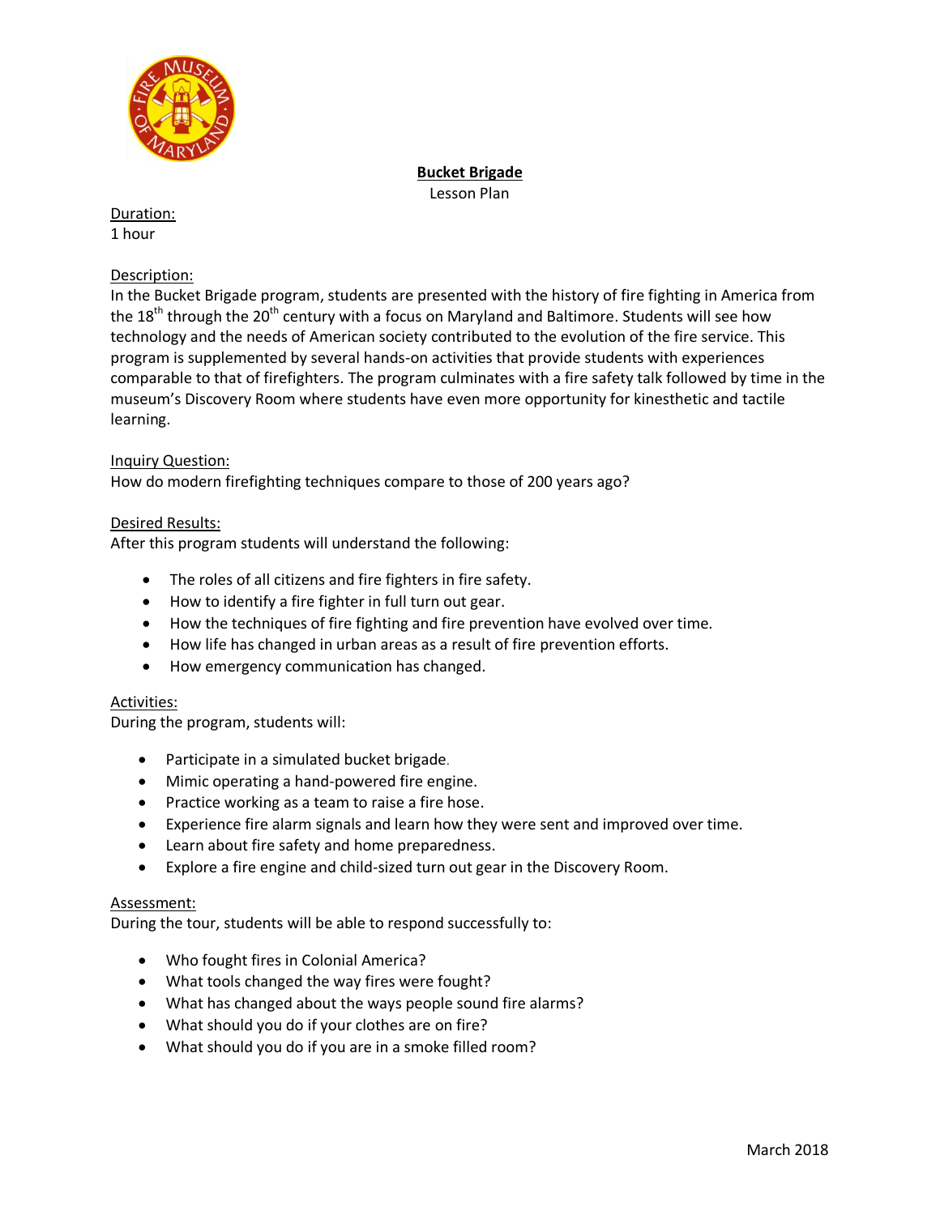# Bucket Brigade

Lesson Plan

Duration:
1 hour

Description:
In the Bucket Brigade program, students are presented with the history of fire fighting in America from the 18th through the 20th century with a focus on Maryland and Baltimore. Students will see how technology and the needs of American society contributed to the evolution of the fire service. This program is supplemented by several hands-on activities that provide students with experiences comparable to that of firefighters. The program culminates with a fire safety talk followed by time in the museum's Discovery Room where students have even more opportunity for kinesthetic and tactile learning.

Inquiry Question:
How do modern firefighting techniques compare to those of 200 years ago?

Desired Results:
After this program students will understand the following:

- The roles of all citizens and fire fighters in fire safety.
- How to identify a fire fighter in full turn out gear.
- How the techniques of fire fighting and fire prevention have evolved over time.
- How life has changed in urban areas as a result of fire prevention efforts.
- How emergency communication has changed.

Activities:
During the program, students will:

- Participate in a simulated bucket brigade.
- Mimic operating a hand-powered fire engine.
- Practice working as a team to raise a fire hose.
- Experience fire alarm signals and learn how they were sent and improved over time.
- Learn about fire safety and home preparedness.
- Explore a fire engine and child-sized turn out gear in the Discovery Room.

Assessment:
During the tour, students will be able to respond successfully to:

- Who fought fires in Colonial America?
- What tools changed the way fires were fought?
- What has changed about the ways people sound fire alarms?
- What should you do if your clothes are on fire?
- What should you do if you are in a smoke filled room?

March 2018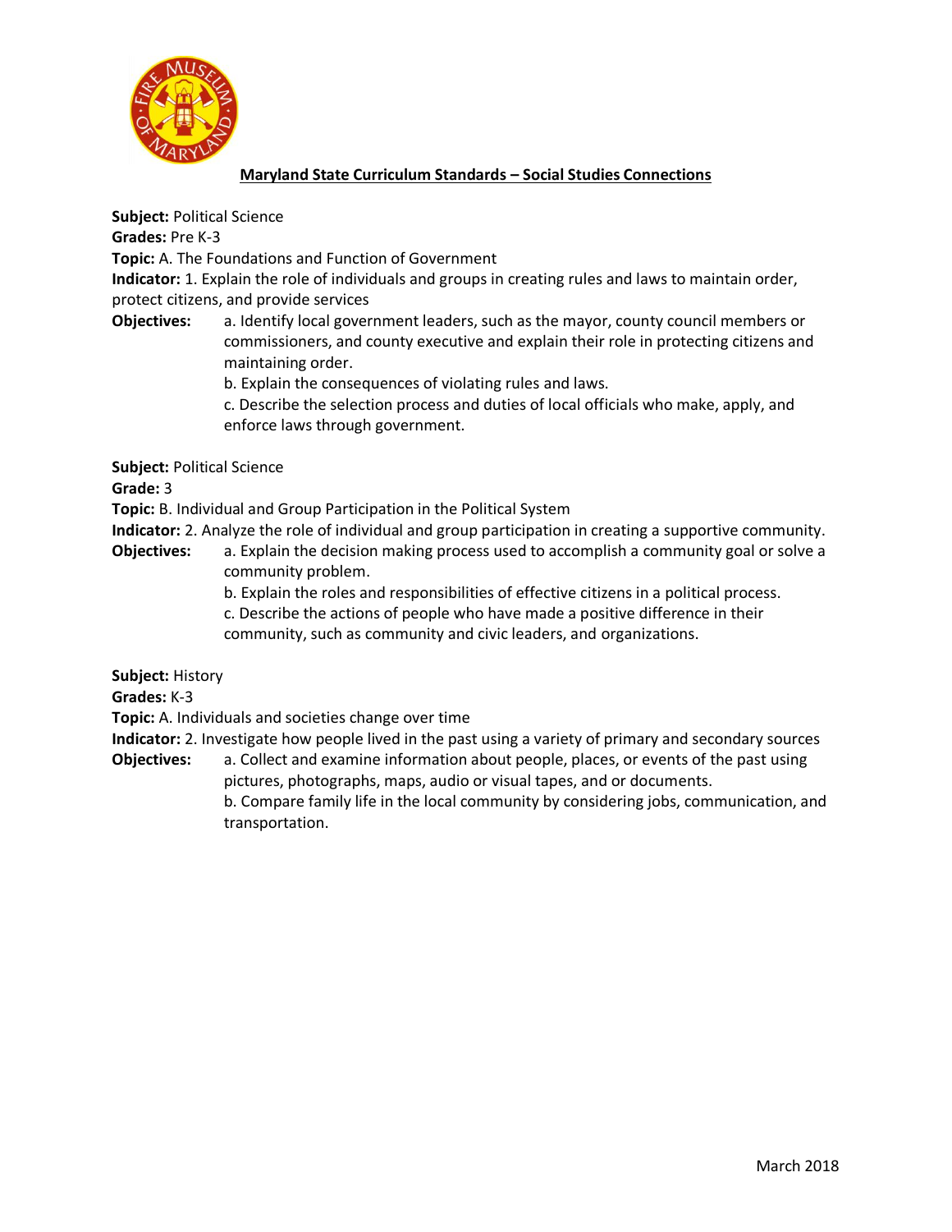**Maryland State Curriculum Standards – Social Studies Connections**

**Subject:** Political Science
**Grades:** Pre K-3
**Topic:** A. The Foundations and Function of Government
**Indicator:** 1. Explain the role of individuals and groups in creating rules and laws to maintain order, protect citizens, and provide services
**Objectives:**
a. Identify local government leaders, such as the mayor, county council members or commissioners, and county executive and explain their role in protecting citizens and maintaining order.
b. Explain the consequences of violating rules and laws.
c. Describe the selection process and duties of local officials who make, apply, and enforce laws through government.

**Subject:** Political Science
**Grade:** 3
**Topic:** B. Individual and Group Participation in the Political System
**Indicator:** 2. Analyze the role of individual and group participation in creating a supportive community.
**Objectives:**
a. Explain the decision making process used to accomplish a community goal or solve a community problem.
b. Explain the roles and responsibilities of effective citizens in a political process.
c. Describe the actions of people who have made a positive difference in their community, such as community and civic leaders, and organizations.

**Subject:** History
**Grades:** K-3
**Topic:** A. Individuals and societies change over time
**Indicator:** 2. Investigate how people lived in the past using a variety of primary and secondary sources
**Objectives:**
a. Collect and examine information about people, places, or events of the past using pictures, photographs, maps, audio or visual tapes, and or documents.
b. Compare family life in the local community by considering jobs, communication, and transportation.

March 2018